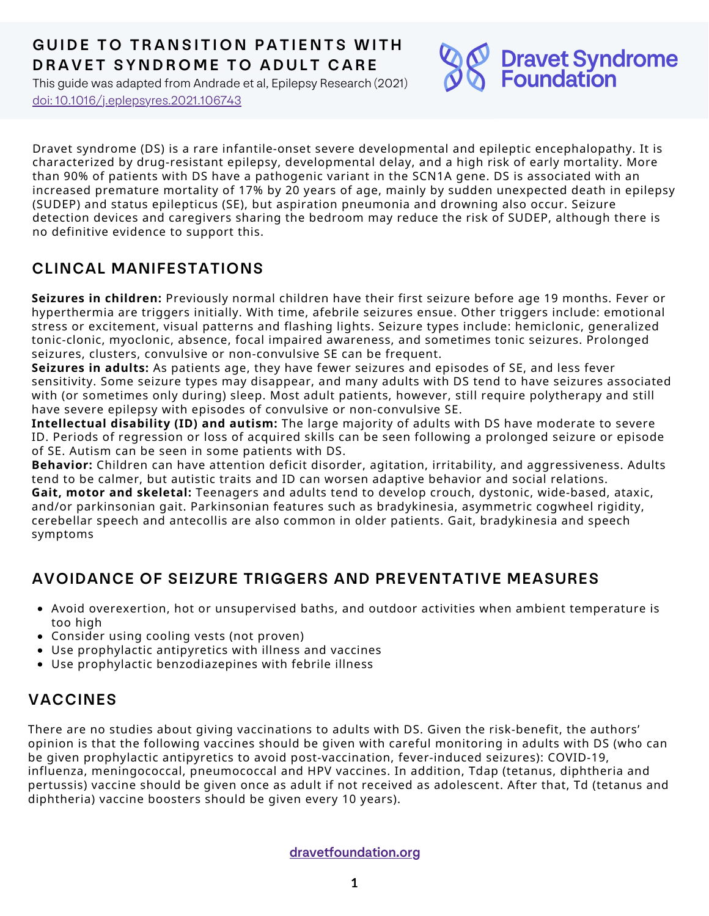# GUIDE TO TRANSITION PATIENTS WITH DRAVET SYNDROME TO ADULT CARE

This guide was adapted from Andrade et al, Epilepsy Research (2021)
doi: 10.1016/j.eplepsyres.2021.106743

Dravet Syndrome Foundation

Dravet syndrome (DS) is a rare infantile-onset severe developmental and epileptic encephalopathy. It is characterized by drug-resistant epilepsy, developmental delay, and a high risk of early mortality. More than 90% of patients with DS have a pathogenic variant in the SCN1A gene. DS is associated with an increased premature mortality of 17% by 20 years of age, mainly by sudden unexpected death in epilepsy (SUDEP) and status epilepticus (SE), but aspiration pneumonia and drowning also occur. Seizure detection devices and caregivers sharing the bedroom may reduce the risk of SUDEP, although there is no definitive evidence to support this.

## CLINCAL MANIFESTATIONS

**Seizures in children:** Previously normal children have their first seizure before age 19 months. Fever or hyperthermia are triggers initially. With time, afebrile seizures ensue. Other triggers include: emotional stress or excitement, visual patterns and flashing lights. Seizure types include: hemiclonic, generalized tonic-clonic, myoclonic, absence, focal impaired awareness, and sometimes tonic seizures. Prolonged seizures, clusters, convulsive or non-convulsive SE can be frequent.
**Seizures in adults:** As patients age, they have fewer seizures and episodes of SE, and less fever sensitivity. Some seizure types may disappear, and many adults with DS tend to have seizures associated with (or sometimes only during) sleep. Most adult patients, however, still require polytherapy and still have severe epilepsy with episodes of convulsive or non-convulsive SE.
**Intellectual disability (ID) and autism:** The large majority of adults with DS have moderate to severe ID. Periods of regression or loss of acquired skills can be seen following a prolonged seizure or episode of SE. Autism can be seen in some patients with DS.
**Behavior:** Children can have attention deficit disorder, agitation, irritability, and aggressiveness. Adults tend to be calmer, but autistic traits and ID can worsen adaptive behavior and social relations.
**Gait, motor and skeletal:** Teenagers and adults tend to develop crouch, dystonic, wide-based, ataxic, and/or parkinsonian gait. Parkinsonian features such as bradykinesia, asymmetric cogwheel rigidity, cerebellar speech and antecollis are also common in older patients. Gait, bradykinesia and speech symptoms

## AVOIDANCE OF SEIZURE TRIGGERS AND PREVENTATIVE MEASURES

- Avoid overexertion, hot or unsupervised baths, and outdoor activities when ambient temperature is too high
- Consider using cooling vests (not proven)
- Use prophylactic antipyretics with illness and vaccines
- Use prophylactic benzodiazepines with febrile illness

## VACCINES

There are no studies about giving vaccinations to adults with DS. Given the risk-benefit, the authors' opinion is that the following vaccines should be given with careful monitoring in adults with DS (who can be given prophylactic antipyretics to avoid post-vaccination, fever-induced seizures): COVID-19, influenza, meningococcal, pneumococcal and HPV vaccines. In addition, Tdap (tetanus, diphtheria and pertussis) vaccine should be given once as adult if not received as adolescent. After that, Td (tetanus and diphtheria) vaccine boosters should be given every 10 years).

dravetfoundation.org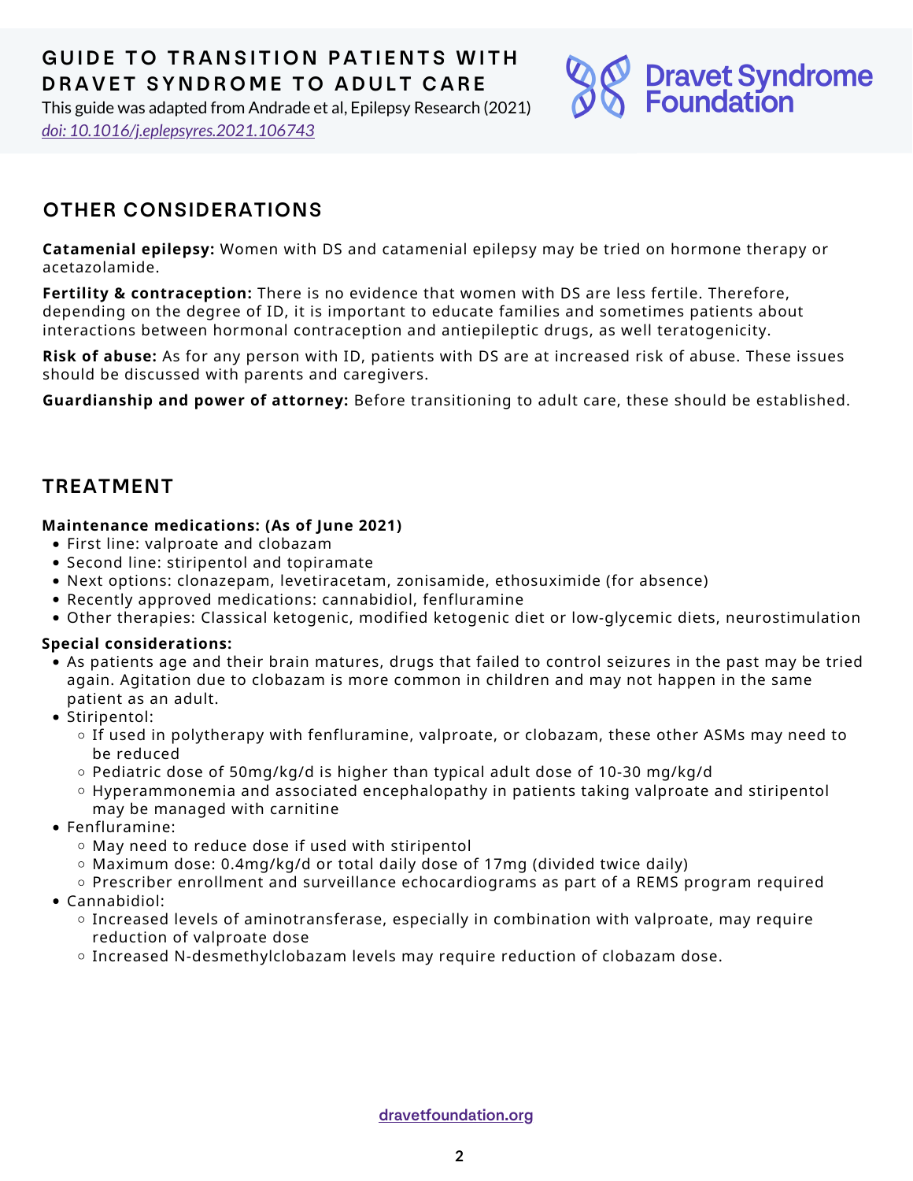# GUIDE TO TRANSITION PATIENTS WITH DRAVET SYNDROME TO ADULT CARE

This guide was adapted from Andrade et al, Epilepsy Research (2021)
*doi: 10.1016/j.eplepsyres.2021.106743*

Dravet Syndrome Foundation

## OTHER CONSIDERATIONS

**Catamenial epilepsy:** Women with DS and catamenial epilepsy may be tried on hormone therapy or acetazolamide.

**Fertility & contraception:** There is no evidence that women with DS are less fertile. Therefore, depending on the degree of ID, it is important to educate families and sometimes patients about interactions between hormonal contraception and antiepileptic drugs, as well teratogenicity.

**Risk of abuse:** As for any person with ID, patients with DS are at increased risk of abuse. These issues should be discussed with parents and caregivers.

**Guardianship and power of attorney:** Before transitioning to adult care, these should be established.

## TREATMENT

**Maintenance medications: (As of June 2021)**

- First line: valproate and clobazam
- Second line: stiripentol and topiramate
- Next options: clonazepam, levetiracetam, zonisamide, ethosuximide (for absence)
- Recently approved medications: cannabidiol, fenfluramine
- Other therapies: Classical ketogenic, modified ketogenic diet or low-glycemic diets, neurostimulation

**Special considerations:**

- As patients age and their brain matures, drugs that failed to control seizures in the past may be tried again. Agitation due to clobazam is more common in children and may not happen in the same patient as an adult.
- Stiripentol:
  - If used in polytherapy with fenfluramine, valproate, or clobazam, these other ASMs may need to be reduced
  - Pediatric dose of 50mg/kg/d is higher than typical adult dose of 10-30 mg/kg/d
  - Hyperammonemia and associated encephalopathy in patients taking valproate and stiripentol may be managed with carnitine
- Fenfluramine:
  - May need to reduce dose if used with stiripentol
  - Maximum dose: 0.4mg/kg/d or total daily dose of 17mg (divided twice daily)
  - Prescriber enrollment and surveillance echocardiograms as part of a REMS program required
- Cannabidiol:
  - Increased levels of aminotransferase, especially in combination with valproate, may require reduction of valproate dose
  - Increased N-desmethylclobazam levels may require reduction of clobazam dose.

dravetfoundation.org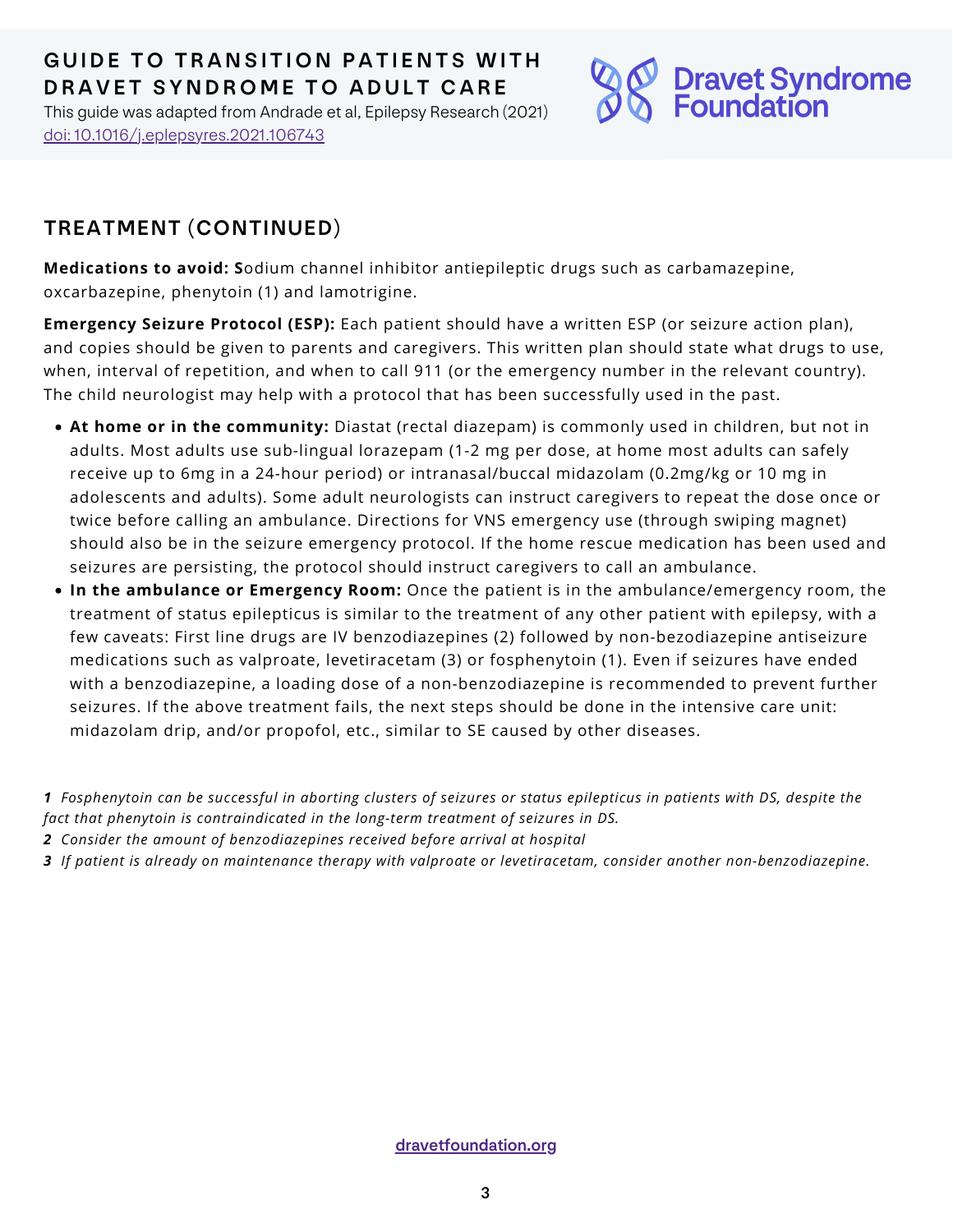## TREATMENT (CONTINUED)

**Medications to avoid: S**odium channel inhibitor antiepileptic drugs such as carbamazepine, oxcarbazepine, phenytoin (1) and lamotrigine.

**Emergency Seizure Protocol (ESP):** Each patient should have a written ESP (or seizure action plan), and copies should be given to parents and caregivers. This written plan should state what drugs to use, when, interval of repetition, and when to call 911 (or the emergency number in the relevant country). The child neurologist may help with a protocol that has been successfully used in the past.

- **At home or in the community:** Diastat (rectal diazepam) is commonly used in children, but not in adults. Most adults use sub-lingual lorazepam (1-2 mg per dose, at home most adults can safely receive up to 6mg in a 24-hour period) or intranasal/buccal midazolam (0.2mg/kg or 10 mg in adolescents and adults). Some adult neurologists can instruct caregivers to repeat the dose once or twice before calling an ambulance. Directions for VNS emergency use (through swiping magnet) should also be in the seizure emergency protocol. If the home rescue medication has been used and seizures are persisting, the protocol should instruct caregivers to call an ambulance.
- **In the ambulance or Emergency Room:** Once the patient is in the ambulance/emergency room, the treatment of status epilepticus is similar to the treatment of any other patient with epilepsy, with a few caveats: First line drugs are IV benzodiazepines (2) followed by non-bezodiazepine antiseizure medications such as valproate, levetiracetam (3) or fosphenytoin (1). Even if seizures have ended with a benzodiazepine, a loading dose of a non-benzodiazepine is recommended to prevent further seizures. If the above treatment fails, the next steps should be done in the intensive care unit: midazolam drip, and/or propofol, etc., similar to SE caused by other diseases.

***1*** *Fosphenytoin can be successful in aborting clusters of seizures or status epilepticus in patients with DS, despite the fact that phenytoin is contraindicated in the long-term treatment of seizures in DS.*

***2*** *Consider the amount of benzodiazepines received before arrival at hospital*

***3*** *If patient is already on maintenance therapy with valproate or levetiracetam, consider another non-benzodiazepine.*

dravetfoundation.org